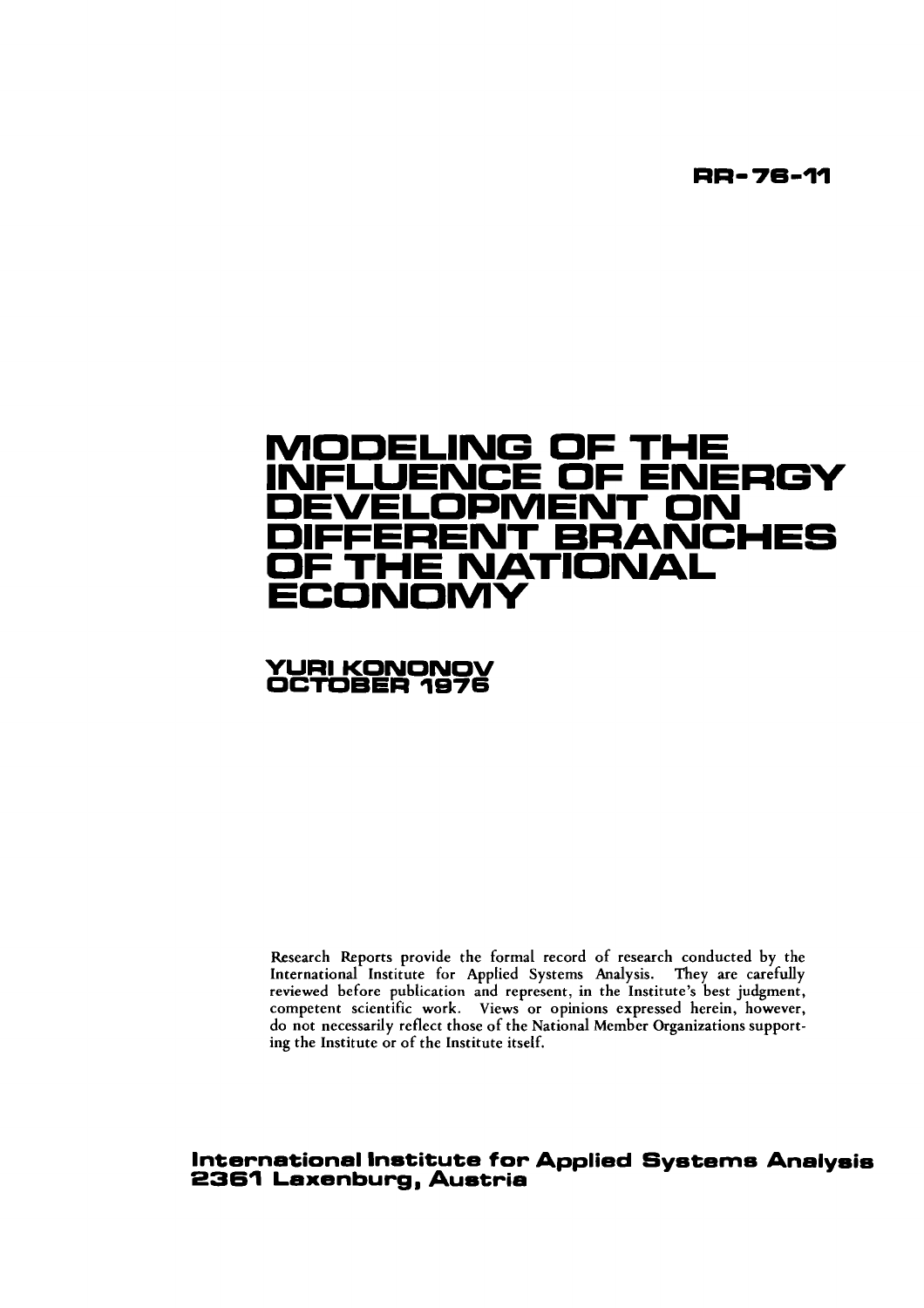RR-76-11

# MODELING OF THE INFLUENCE OF ENERGY DEVELOPMENT ON DIFFERENT BRANCHES OF THE NATIONAL ECONOMY

**YURI KONONOV**
**OCTOBER 1976**

Research Reports provide the formal record of research conducted by the International Institute for Applied Systems Analysis. They are carefully reviewed before publication and represent, in the Institute's best judgment, competent scientific work. Views or opinions expressed herein, however, do not necessarily reflect those of the National Member Organizations supporting the Institute or of the Institute itself.

**International Institute for Applied Systems Analysis**
**2361 Laxenburg, Austria**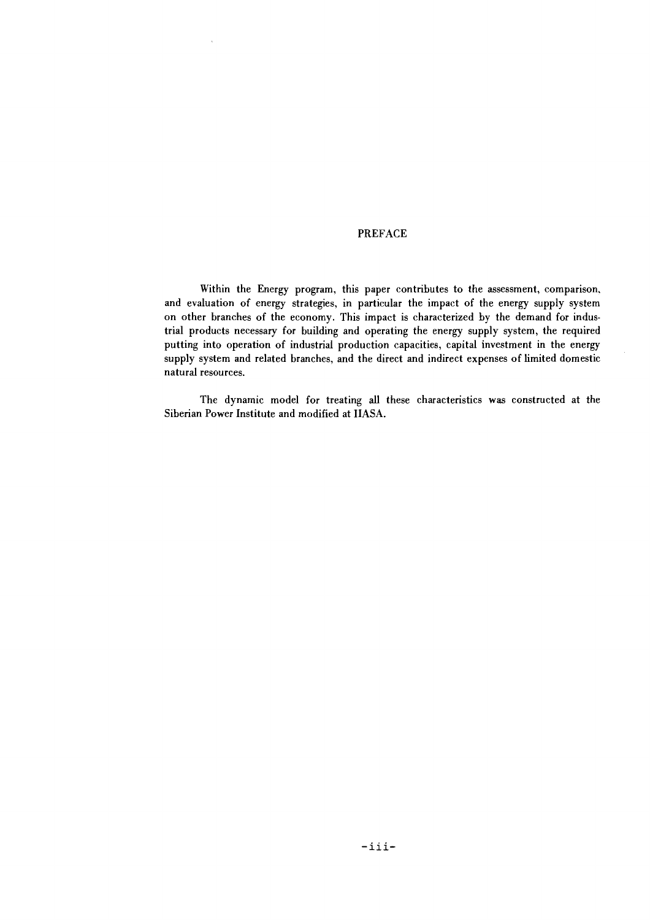# PREFACE

Within the Energy program, this paper contributes to the assessment, comparison, and evaluation of energy strategies, in particular the impact of the energy supply system on other branches of the economy. This impact is characterized by the demand for industrial products necessary for building and operating the energy supply system, the required putting into operation of industrial production capacities, capital investment in the energy supply system and related branches, and the direct and indirect expenses of limited domestic natural resources.

The dynamic model for treating all these characteristics was constructed at the Siberian Power Institute and modified at IIASA.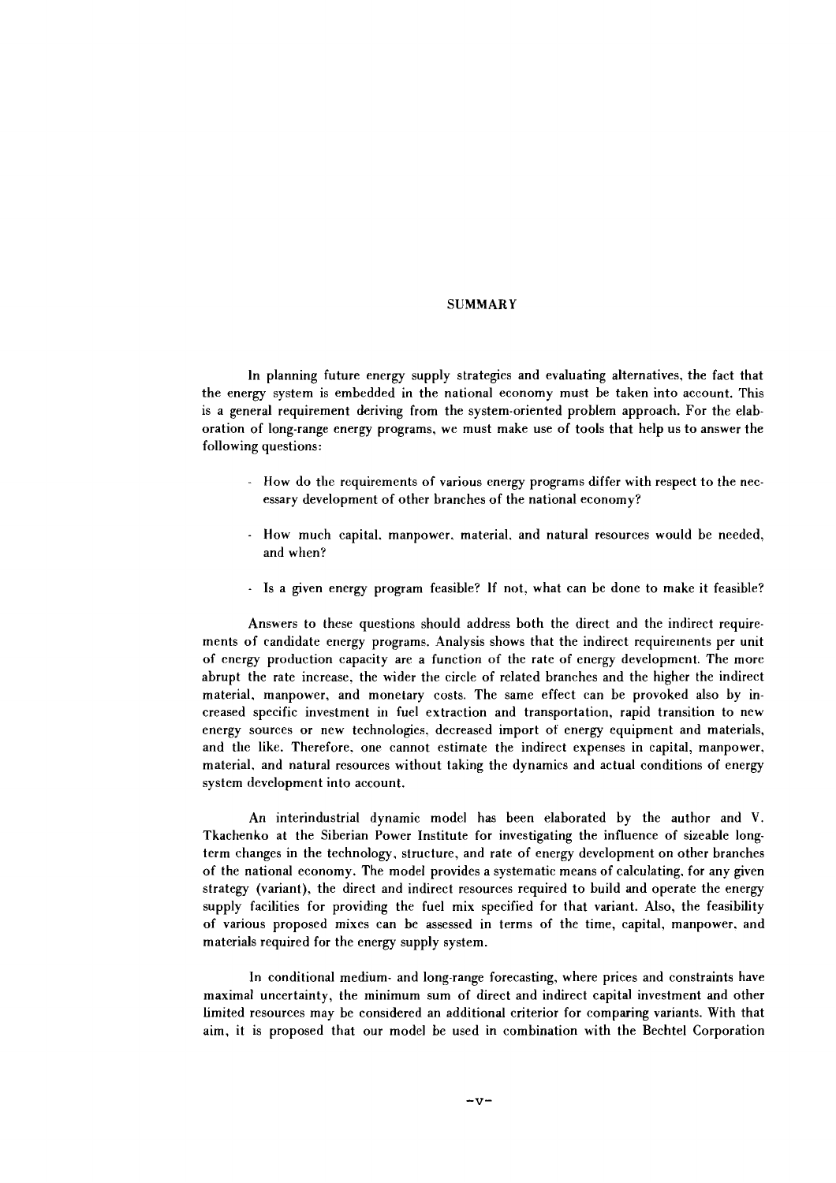# SUMMARY

In planning future energy supply strategies and evaluating alternatives, the fact that the energy system is embedded in the national economy must be taken into account. This is a general requirement deriving from the system-oriented problem approach. For the elaboration of long-range energy programs, we must make use of tools that help us to answer the following questions:

- How do the requirements of various energy programs differ with respect to the necessary development of other branches of the national economy?
- How much capital, manpower, material, and natural resources would be needed, and when?
- Is a given energy program feasible? If not, what can be done to make it feasible?

Answers to these questions should address both the direct and the indirect requirements of candidate energy programs. Analysis shows that the indirect requirements per unit of energy production capacity are a function of the rate of energy development. The more abrupt the rate increase, the wider the circle of related branches and the higher the indirect material, manpower, and monetary costs. The same effect can be provoked also by increased specific investment in fuel extraction and transportation, rapid transition to new energy sources or new technologies, decreased import of energy equipment and materials, and the like. Therefore, one cannot estimate the indirect expenses in capital, manpower, material, and natural resources without taking the dynamics and actual conditions of energy system development into account.

An interindustrial dynamic model has been elaborated by the author and V. Tkachenko at the Siberian Power Institute for investigating the influence of sizeable long-term changes in the technology, structure, and rate of energy development on other branches of the national economy. The model provides a systematic means of calculating, for any given strategy (variant), the direct and indirect resources required to build and operate the energy supply facilities for providing the fuel mix specified for that variant. Also, the feasibility of various proposed mixes can be assessed in terms of the time, capital, manpower, and materials required for the energy supply system.

In conditional medium- and long-range forecasting, where prices and constraints have maximal uncertainty, the minimum sum of direct and indirect capital investment and other limited resources may be considered an additional criterior for comparing variants. With that aim, it is proposed that our model be used in combination with the Bechtel Corporation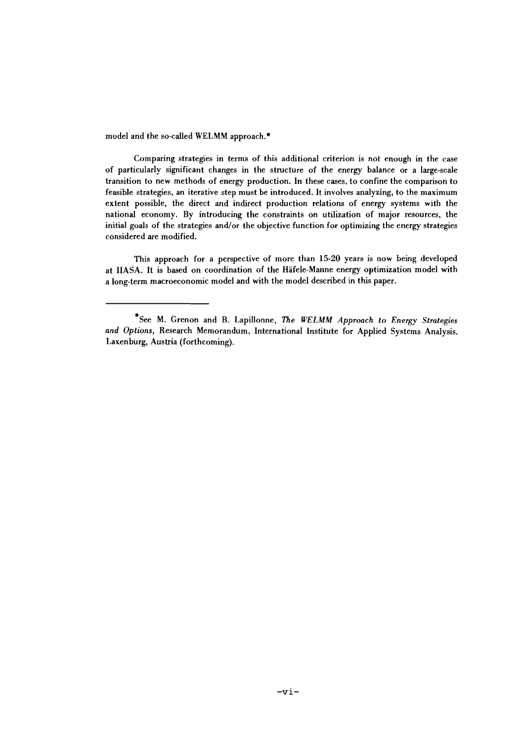model and the so-called WELMM approach.*

Comparing strategies in terms of this additional criterion is not enough in the case of particularly significant changes in the structure of the energy balance or a large-scale transition to new methods of energy production. In these cases, to confine the comparison to feasible strategies, an iterative step must be introduced. It involves analyzing, to the maximum extent possible, the direct and indirect production relations of energy systems with the national economy. By introducing the constraints on utilization of major resources, the initial goals of the strategies and/or the objective function for optimizing the energy strategies considered are modified.

This approach for a perspective of more than 15-20 years is now being developed at IIASA. It is based on coordination of the Häfele-Manne energy optimization model with a long-term macroeconomic model and with the model described in this paper.

---

*See M. Grenon and B. Lapillonne, *The WELMM Approach to Energy Strategies and Options*, Research Memorandum, International Institute for Applied Systems Analysis, Laxenburg, Austria (forthcoming).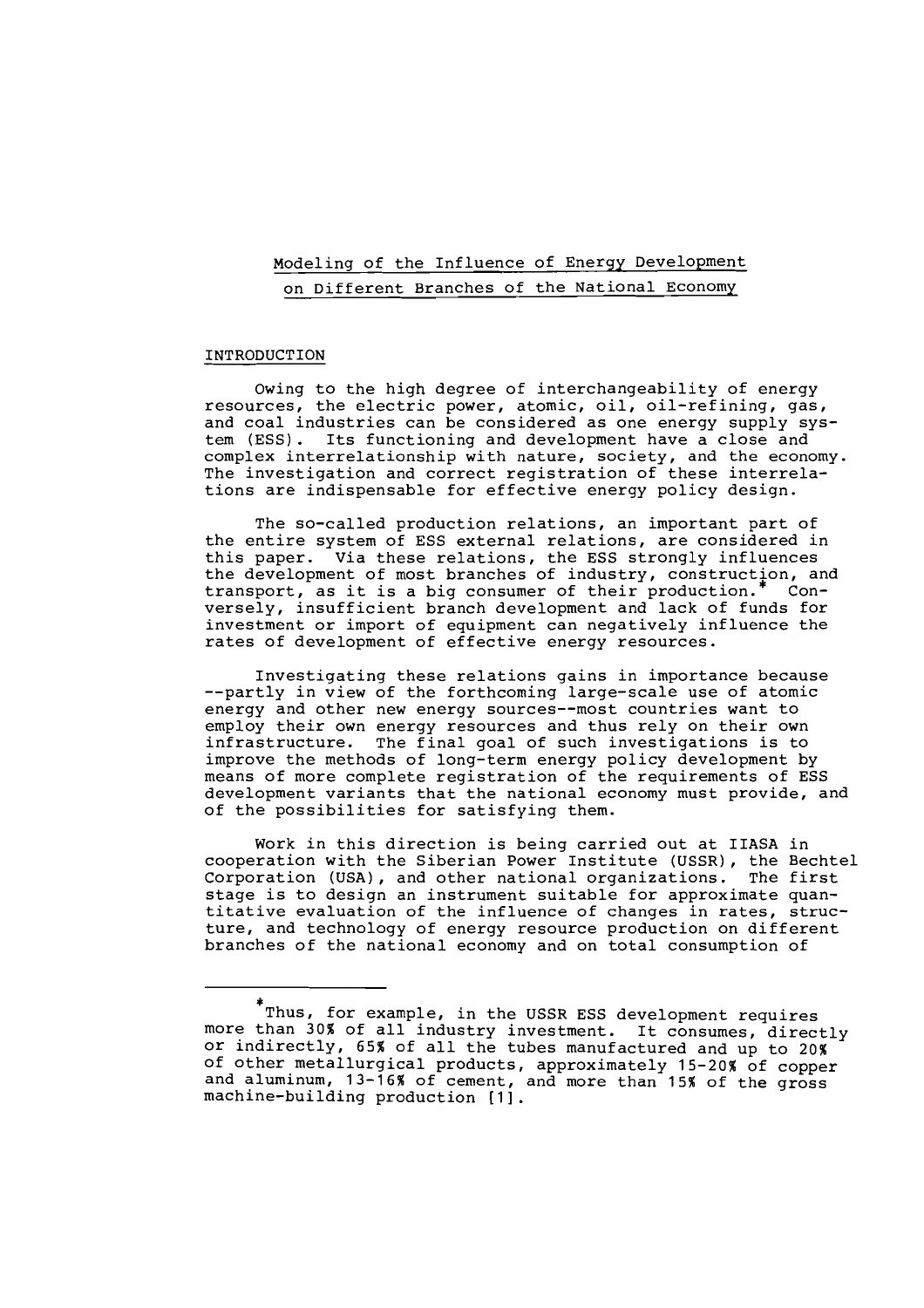# Modeling of the Influence of Energy Development on Different Branches of the National Economy

## INTRODUCTION

Owing to the high degree of interchangeability of energy resources, the electric power, atomic, oil, oil-refining, gas, and coal industries can be considered as one energy supply system (ESS). Its functioning and development have a close and complex interrelationship with nature, society, and the economy. The investigation and correct registration of these interrelations are indispensable for effective energy policy design.

The so-called production relations, an important part of the entire system of ESS external relations, are considered in this paper. Via these relations, the ESS strongly influences the development of most branches of industry, construction, and transport, as it is a big consumer of their production.* Conversely, insufficient branch development and lack of funds for investment or import of equipment can negatively influence the rates of development of effective energy resources.

Investigating these relations gains in importance because --partly in view of the forthcoming large-scale use of atomic energy and other new energy sources--most countries want to employ their own energy resources and thus rely on their own infrastructure. The final goal of such investigations is to improve the methods of long-term energy policy development by means of more complete registration of the requirements of ESS development variants that the national economy must provide, and of the possibilities for satisfying them.

Work in this direction is being carried out at IIASA in cooperation with the Siberian Power Institute (USSR), the Bechtel Corporation (USA), and other national organizations. The first stage is to design an instrument suitable for approximate quantitative evaluation of the influence of changes in rates, structure, and technology of energy resource production on different branches of the national economy and on total consumption of

---

*Thus, for example, in the USSR ESS development requires more than 30% of all industry investment. It consumes, directly or indirectly, 65% of all the tubes manufactured and up to 20% of other metallurgical products, approximately 15-20% of copper and aluminum, 13-16% of cement, and more than 15% of the gross machine-building production [1].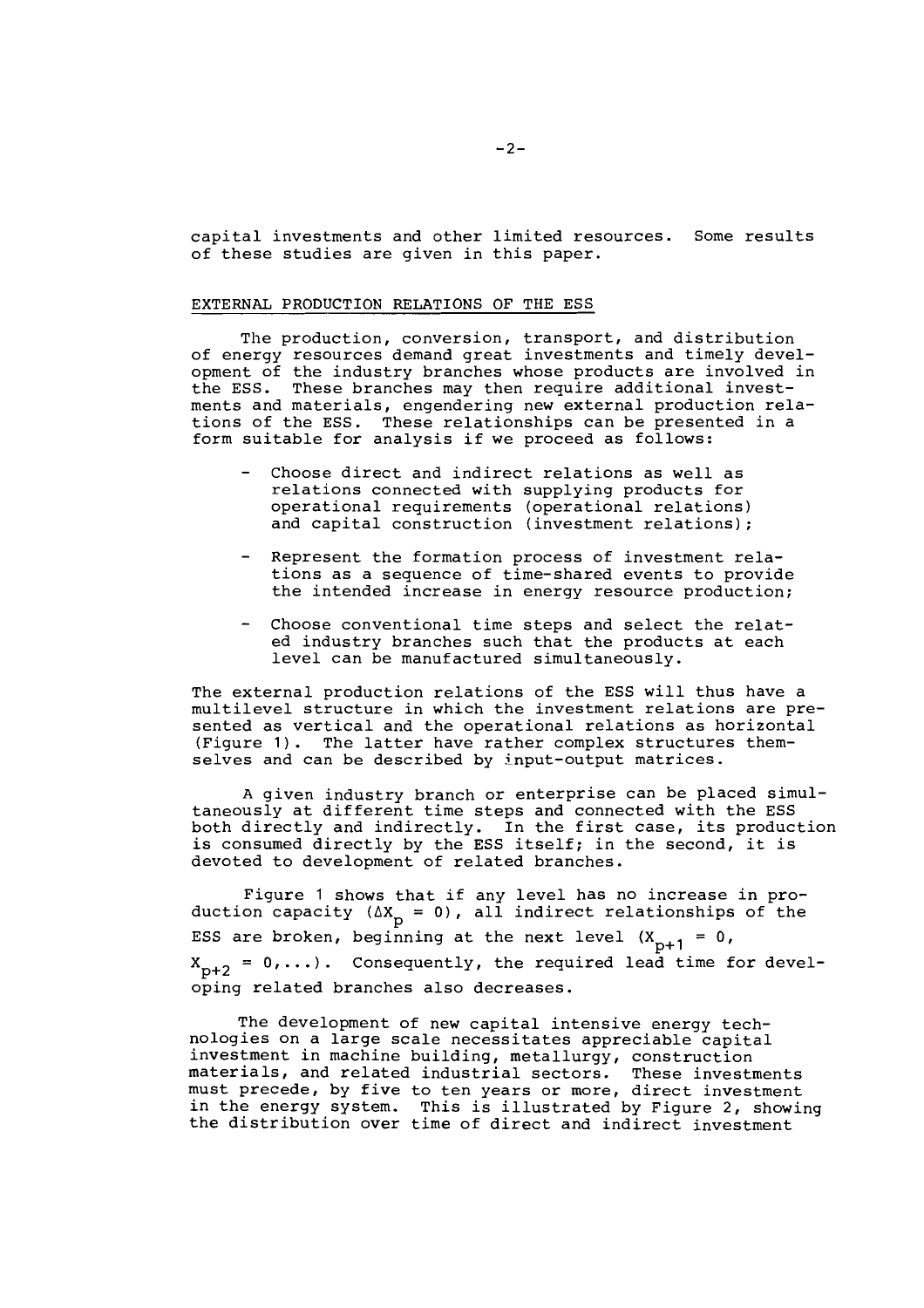capital investments and other limited resources. Some results of these studies are given in this paper.

## EXTERNAL PRODUCTION RELATIONS OF THE ESS

The production, conversion, transport, and distribution of energy resources demand great investments and timely development of the industry branches whose products are involved in the ESS. These branches may then require additional investments and materials, engendering new external production relations of the ESS. These relationships can be presented in a form suitable for analysis if we proceed as follows:

- Choose direct and indirect relations as well as relations connected with supplying products for operational requirements (operational relations) and capital construction (investment relations);
- Represent the formation process of investment relations as a sequence of time-shared events to provide the intended increase in energy resource production;
- Choose conventional time steps and select the related industry branches such that the products at each level can be manufactured simultaneously.

The external production relations of the ESS will thus have a multilevel structure in which the investment relations are presented as vertical and the operational relations as horizontal (Figure 1). The latter have rather complex structures themselves and can be described by input-output matrices.

A given industry branch or enterprise can be placed simultaneously at different time steps and connected with the ESS both directly and indirectly. In the first case, its production is consumed directly by the ESS itself; in the second, it is devoted to development of related branches.

Figure 1 shows that if any level has no increase in production capacity ($\Delta X_p = 0$), all indirect relationships of the ESS are broken, beginning at the next level ($X_{p+1} = 0$, $X_{p+2} = 0, \ldots$). Consequently, the required lead time for developing related branches also decreases.

The development of new capital intensive energy technologies on a large scale necessitates appreciable capital investment in machine building, metallurgy, construction materials, and related industrial sectors. These investments must precede, by five to ten years or more, direct investment in the energy system. This is illustrated by Figure 2, showing the distribution over time of direct and indirect investment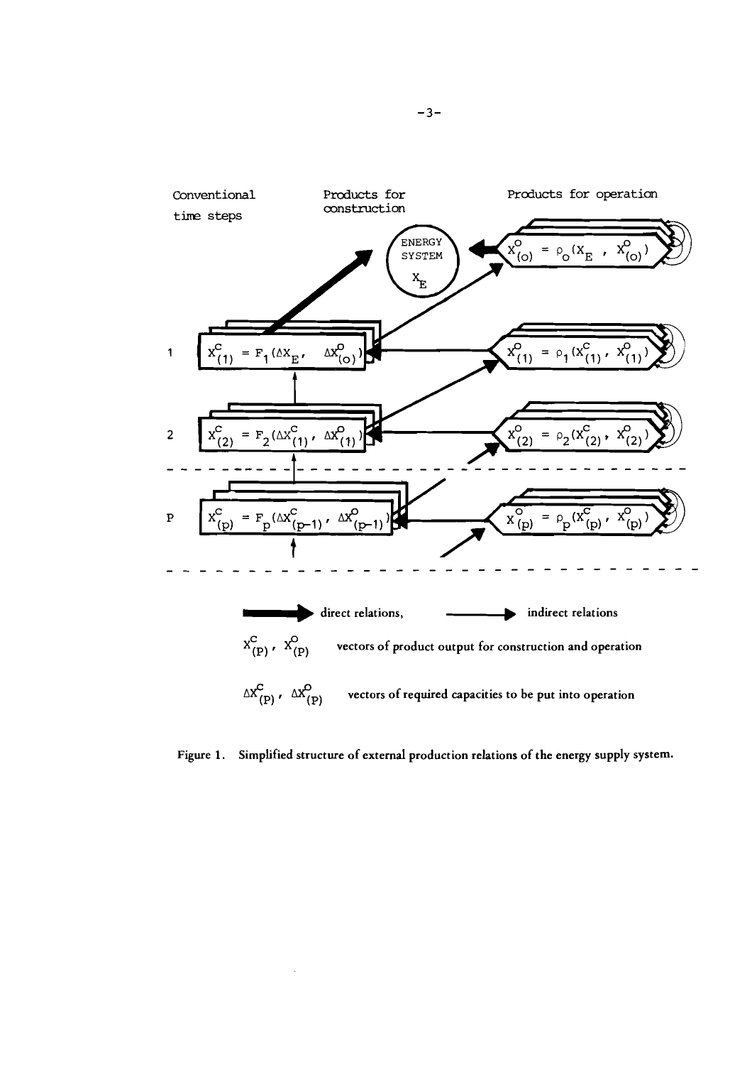Conventional time steps

Products for construction

Products for operation

ENERGY SYSTEM $X_E$

$X^O_{(o)} = \rho_o(X_E, X^O_{(o)})$

1 $X^C_{(1)} = F_1(\Delta X_E, \Delta X^O_{(o)})$

$X^O_{(1)} = \rho_1(X^C_{(1)}, X^O_{(1)})$

2 $X^C_{(2)} = F_2(\Delta X^C_{(1)}, \Delta X^O_{(1)})$

$X^O_{(2)} = \rho_2(X^C_{(2)}, X^O_{(2)})$

P $X^C_{(p)} = F_p(\Delta X^C_{(p-1)}, \Delta X^O_{(p-1)})$

$X^O_{(p)} = \rho_p(X^C_{(p)}, X^O_{(p)})$

direct relations, indirect relations

$X^C_{(P)}, X^O_{(P)}$ vectors of product output for construction and operation

$\Delta X^C_{(P)}, \Delta X^O_{(P)}$ vectors of required capacities to be put into operation

Figure 1. Simplified structure of external production relations of the energy supply system.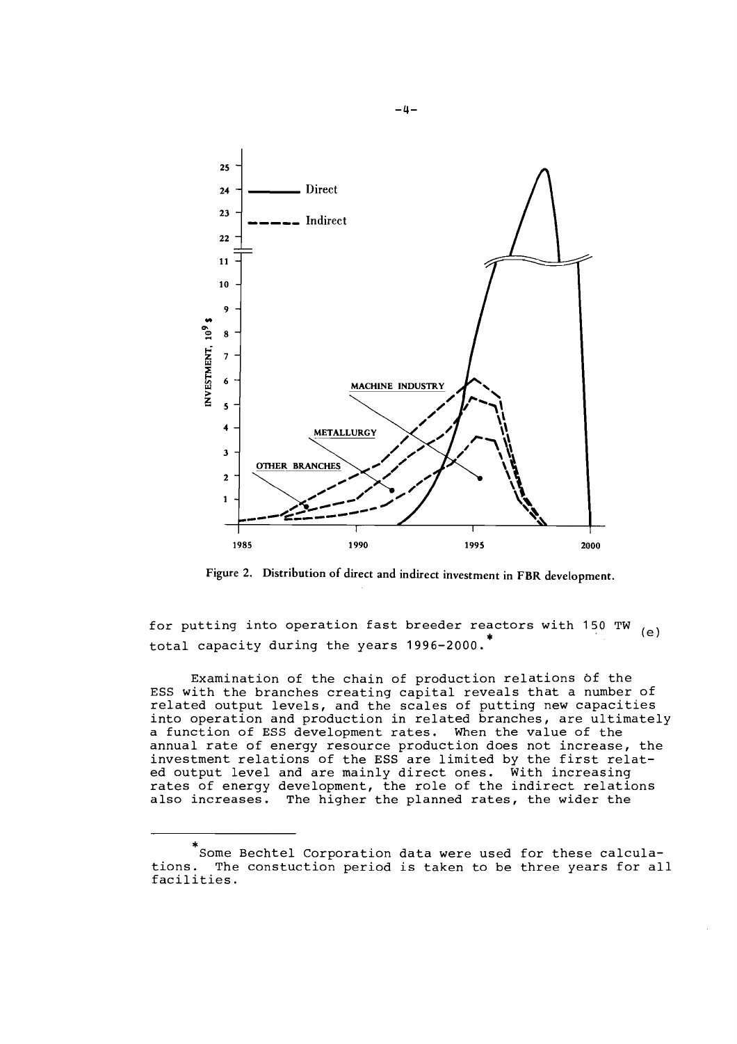Figure 2. Distribution of direct and indirect investment in FBR development.

for putting into operation fast breeder reactors with 150 TW (e) total capacity during the years 1996-2000.*

Examination of the chain of production relations of the ESS with the branches creating capital reveals that a number of related output levels, and the scales of putting new capacities into operation and production in related branches, are ultimately a function of ESS development rates. When the value of the annual rate of energy resource production does not increase, the investment relations of the ESS are limited by the first related output level and are mainly direct ones. With increasing rates of energy development, the role of the indirect relations also increases. The higher the planned rates, the wider the

---

*Some Bechtel Corporation data were used for these calculations. The constuction period is taken to be three years for all facilities.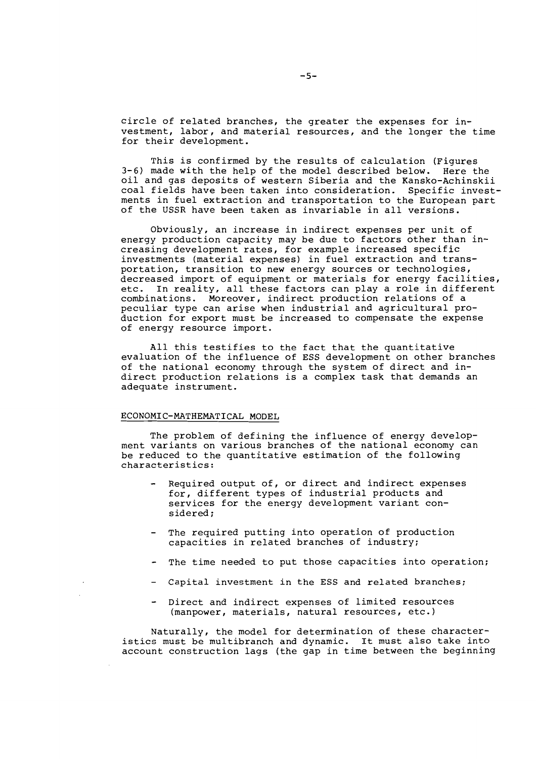circle of related branches, the greater the expenses for investment, labor, and material resources, and the longer the time for their development.

This is confirmed by the results of calculation (Figures 3-6) made with the help of the model described below. Here the oil and gas deposits of western Siberia and the Kansko-Achinskii coal fields have been taken into consideration. Specific investments in fuel extraction and transportation to the European part of the USSR have been taken as invariable in all versions.

Obviously, an increase in indirect expenses per unit of energy production capacity may be due to factors other than increasing development rates, for example increased specific investments (material expenses) in fuel extraction and transportation, transition to new energy sources or technologies, decreased import of equipment or materials for energy facilities, etc. In reality, all these factors can play a role in different combinations. Moreover, indirect production relations of a peculiar type can arise when industrial and agricultural production for export must be increased to compensate the expense of energy resource import.

All this testifies to the fact that the quantitative evaluation of the influence of ESS development on other branches of the national economy through the system of direct and indirect production relations is a complex task that demands an adequate instrument.

## ECONOMIC-MATHEMATICAL MODEL

The problem of defining the influence of energy development variants on various branches of the national economy can be reduced to the quantitative estimation of the following characteristics:

- Required output of, or direct and indirect expenses for, different types of industrial products and services for the energy development variant considered;
- The required putting into operation of production capacities in related branches of industry;
- The time needed to put those capacities into operation;
- Capital investment in the ESS and related branches;
- Direct and indirect expenses of limited resources (manpower, materials, natural resources, etc.)

Naturally, the model for determination of these characteristics must be multibranch and dynamic. It must also take into account construction lags (the gap in time between the beginning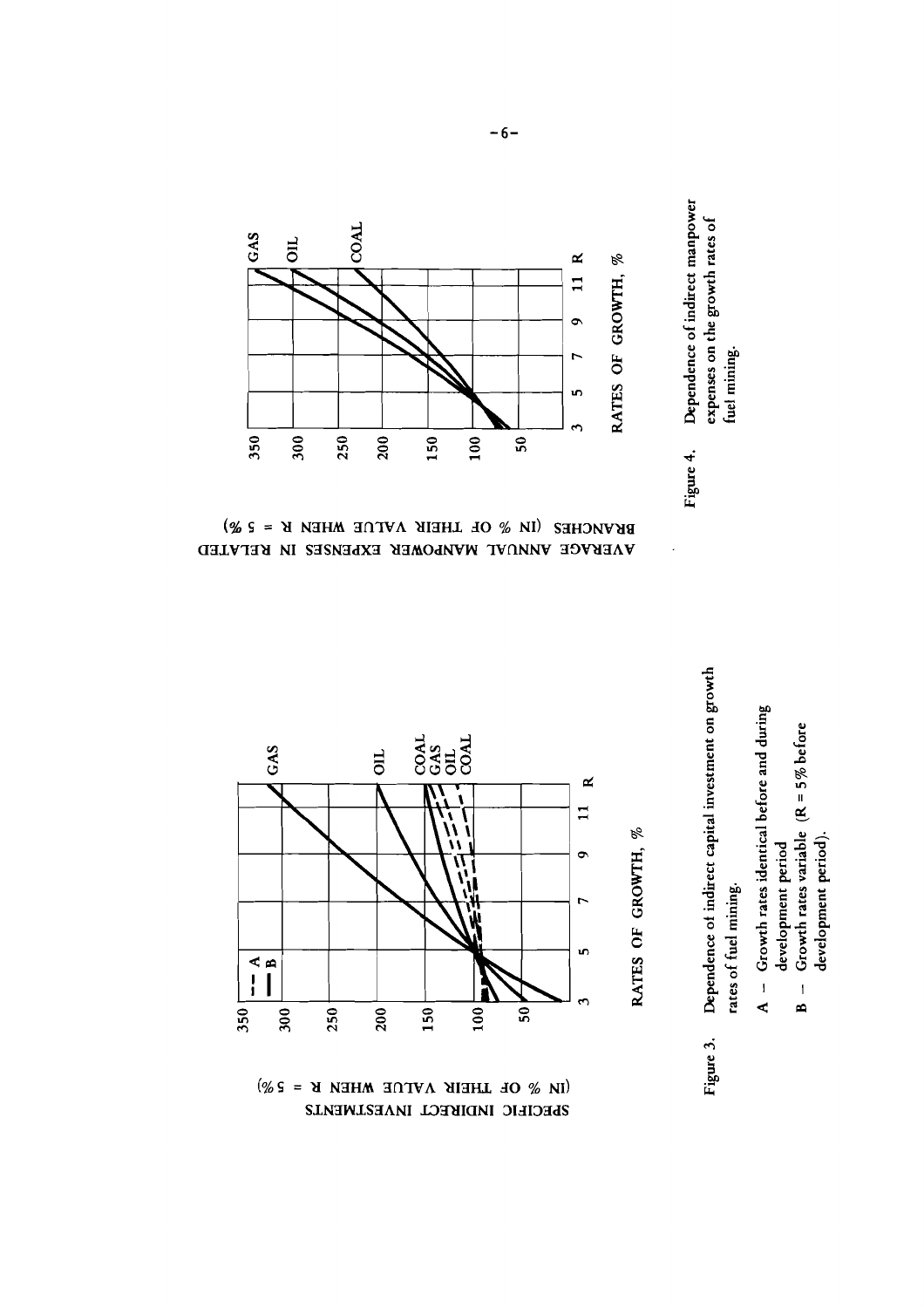Figure 3. Dependence of indirect capital investment on growth rates of fuel mining.

A – Growth rates identical before and during development period

B – Growth rates variable ($R = 5\%$ before development period).

Figure 4. Dependence of indirect manpower expenses on the growth rates of fuel mining.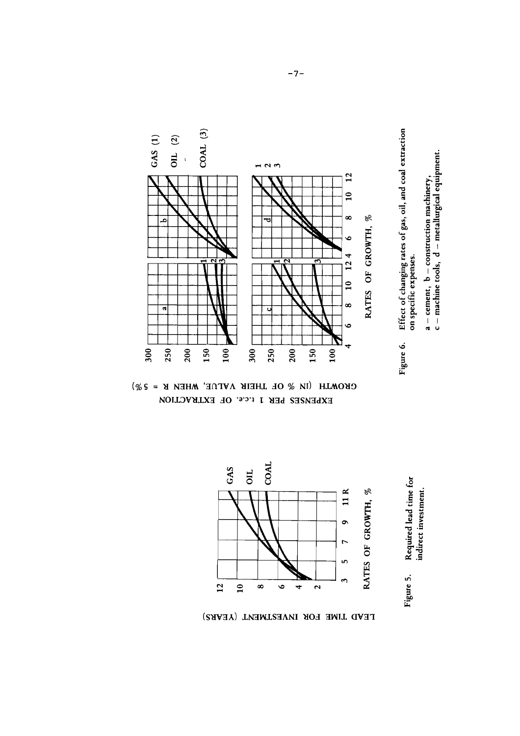LEAD TIME FOR INVESTMENT (YEARS)

GAS

OIL

COAL

RATES OF GROWTH, %

Figure 5. Required lead time for indirect investment.

EXPENSES PER 1 t.c.e. OF EXTRACTION

GROWTH (IN % OF THEIR VALUE, WHEN R = 5%)

GAS (1)

OIL (2)

COAL (3)

RATES OF GROWTH, %

Figure 6. Effect of changing rates of gas, oil, and coal extraction on specific expenses.

a – cement, b – construction machinery,
c – machine tools, d – metallurgical equipment.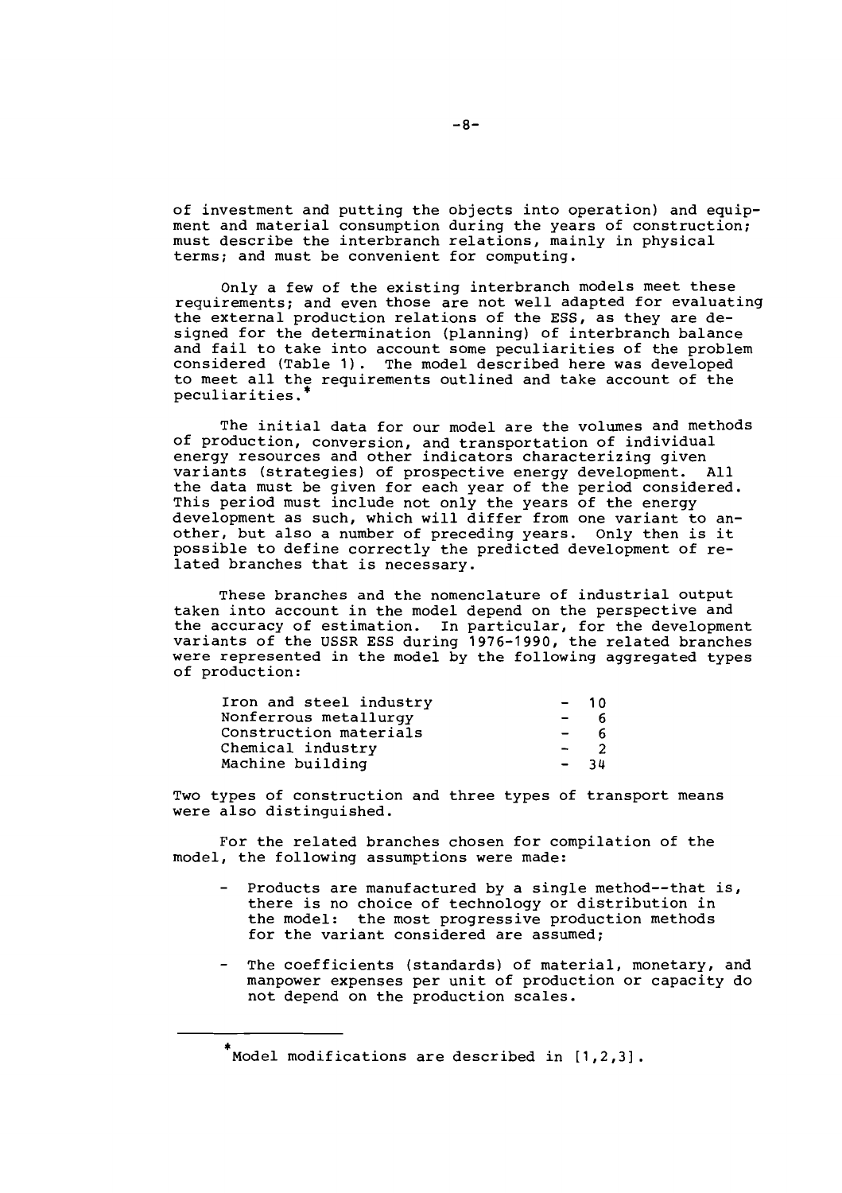of investment and putting the objects into operation) and equipment and material consumption during the years of construction; must describe the interbranch relations, mainly in physical terms; and must be convenient for computing.

Only a few of the existing interbranch models meet these requirements; and even those are not well adapted for evaluating the external production relations of the ESS, as they are designed for the determination (planning) of interbranch balance and fail to take into account some peculiarities of the problem considered (Table 1). The model described here was developed to meet all the requirements outlined and take account of the peculiarities.*

The initial data for our model are the volumes and methods of production, conversion, and transportation of individual energy resources and other indicators characterizing given variants (strategies) of prospective energy development. All the data must be given for each year of the period considered. This period must include not only the years of the energy development as such, which will differ from one variant to another, but also a number of preceding years. Only then is it possible to define correctly the predicted development of related branches that is necessary.

These branches and the nomenclature of industrial output taken into account in the model depend on the perspective and the accuracy of estimation. In particular, for the development variants of the USSR ESS during 1976-1990, the related branches were represented in the model by the following aggregated types of production:

| | |
|---|---|
| Iron and steel industry | - 10 |
| Nonferrous metallurgy | - 6 |
| Construction materials | - 6 |
| Chemical industry | - 2 |
| Machine building | - 34 |

Two types of construction and three types of transport means were also distinguished.

For the related branches chosen for compilation of the model, the following assumptions were made:

- Products are manufactured by a single method--that is, there is no choice of technology or distribution in the model: the most progressive production methods for the variant considered are assumed;
- The coefficients (standards) of material, monetary, and manpower expenses per unit of production or capacity do not depend on the production scales.

---

*Model modifications are described in [1,2,3].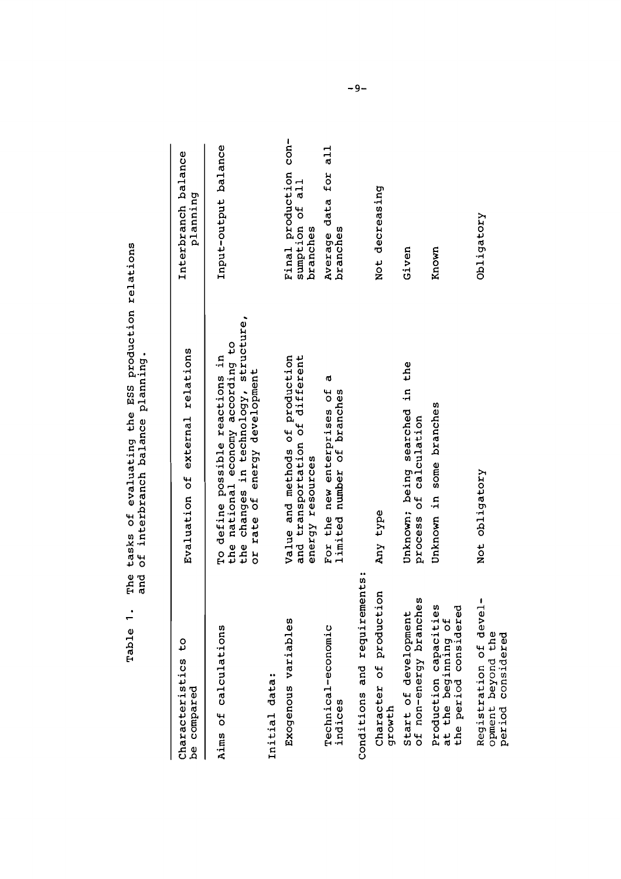Table 1. The tasks of evaluating the ESS production relations and of interbranch balance planning.

| Characteristics to be compared | Evaluation of external relations | Interbranch balance planning |
|---|---|---|
| Aims of calculations | To define possible reactions in the national economy according to the changes in technology, structure, or rate of energy development | Input-output balance |
| Initial data: | | |
| Exogenous variables | Value and methods of production and transportation of different energy resources | Final production consumption of all branches |
| Technical-economic indices | For the new enterprises of a limited number of branches | Average data for all branches |
| Conditions and requirements: | | |
| Character of production growth | Any type | Not decreasing |
| Start of development of non-energy branches | Unknown; being searched in the process of calculation | Given |
| Production capacities at the beginning of the period considered | Unknown in some branches | Known |
| Registration of development beyond the period considered | Not obligatory | Obligatory |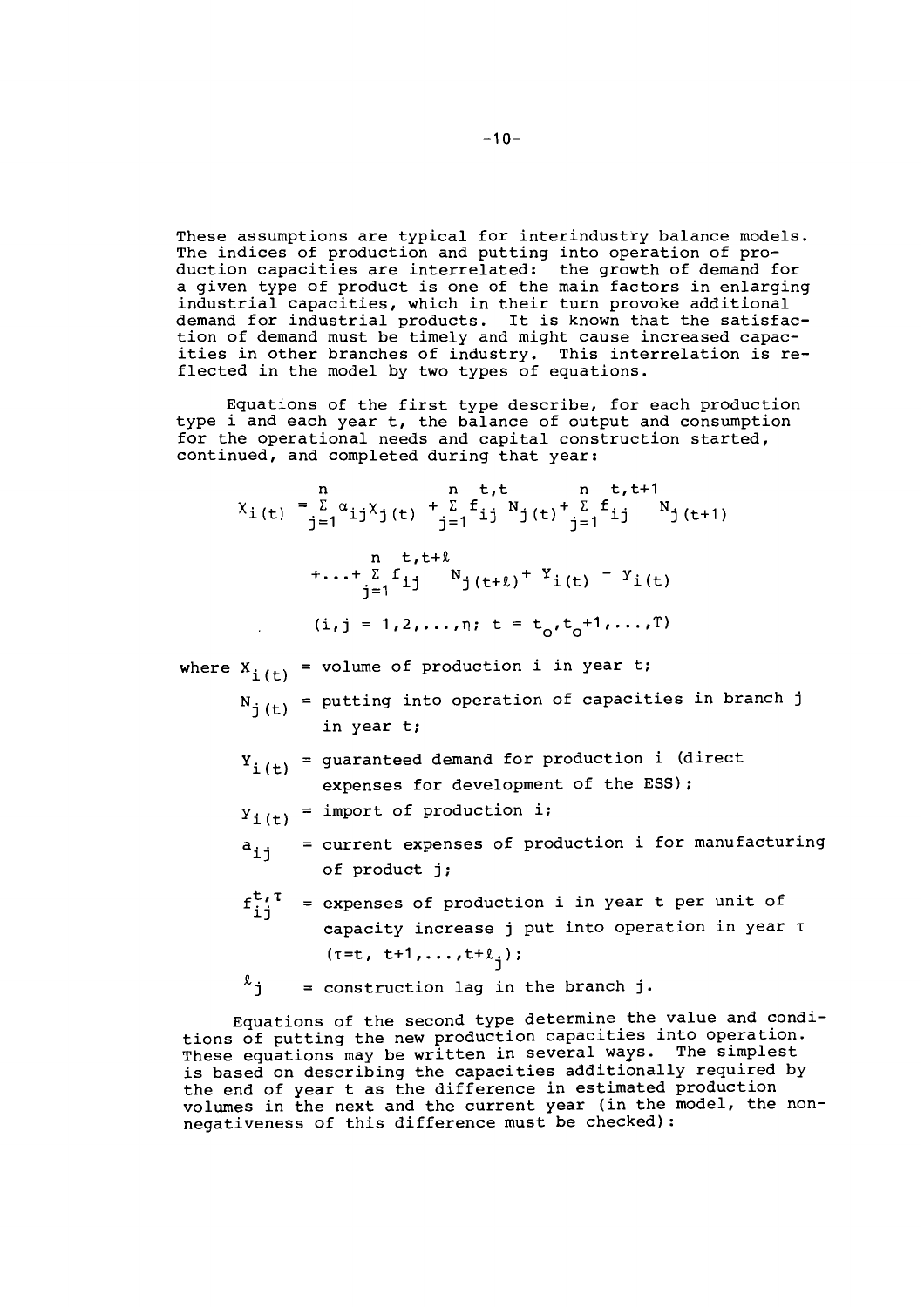These assumptions are typical for interindustry balance models. The indices of production and putting into operation of production capacities are interrelated: the growth of demand for a given type of product is one of the main factors in enlarging industrial capacities, which in their turn provoke additional demand for industrial products. It is known that the satisfaction of demand must be timely and might cause increased capacities in other branches of industry. This interrelation is reflected in the model by two types of equations.

Equations of the first type describe, for each production type i and each year t, the balance of output and consumption for the operational needs and capital construction started, continued, and completed during that year:

$$X_{i(t)} = \sum_{j=1}^{n} \alpha_{ij} X_{j(t)} + \sum_{j=1}^{n} f_{ij}^{t,t} N_{j(t)} + \sum_{j=1}^{n} f_{ij}^{t,t+1} N_{j(t+1)}$$

$$+ \ldots + \sum_{j=1}^{n} f_{ij}^{t,t+\ell} N_{j(t+\ell)} + Y_{i(t)} - y_{i(t)}$$

$$(i,j = 1,2,\ldots,n;\ t = t_o, t_o+1, \ldots, T)$$

where $X_{i(t)}$ = volume of production i in year t;

$N_{j(t)}$ = putting into operation of capacities in branch j in year t;

$Y_{i(t)}$ = guaranteed demand for production i (direct expenses for development of the ESS);

$y_{i(t)}$ = import of production i;

$a_{ij}$ = current expenses of production i for manufacturing of product j;

$f_{ij}^{t,\tau}$ = expenses of production i in year t per unit of capacity increase j put into operation in year $\tau$ ($\tau = t, t+1, \ldots, t+\ell_j$);

$\ell_j$ = construction lag in the branch j.

Equations of the second type determine the value and conditions of putting the new production capacities into operation. These equations may be written in several ways. The simplest is based on describing the capacities additionally required by the end of year t as the difference in estimated production volumes in the next and the current year (in the model, the non-negativeness of this difference must be checked):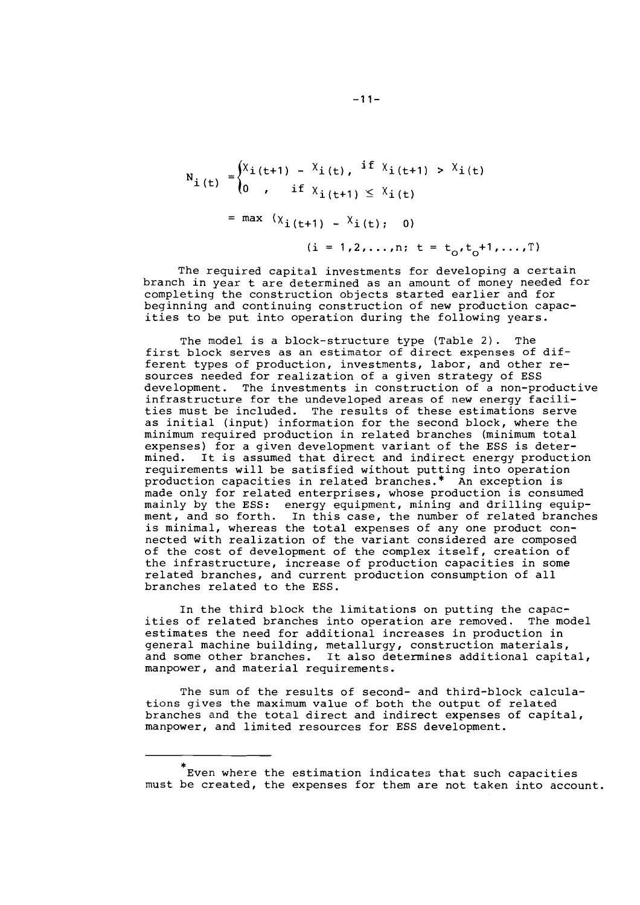$$N_{i(t)} = \begin{cases} X_{i(t+1)} - X_{i(t)}, & \text{if } X_{i(t+1)} > X_{i(t)} \\ 0 \quad , & \text{if } X_{i(t+1)} \leq X_{i(t)} \end{cases}$$

$$= \max \left(X_{i(t+1)} - X_{i(t)};\ \ 0\right)$$

$$(i = 1,2,\ldots,n;\ t = t_o, t_o+1,\ldots,T)$$

The required capital investments for developing a certain branch in year t are determined as an amount of money needed for completing the construction objects started earlier and for beginning and continuing construction of new production capacities to be put into operation during the following years.

The model is a block-structure type (Table 2). The first block serves as an estimator of direct expenses of different types of production, investments, labor, and other resources needed for realization of a given strategy of ESS development. The investments in construction of a non-productive infrastructure for the undeveloped areas of new energy facilities must be included. The results of these estimations serve as initial (input) information for the second block, where the minimum required production in related branches (minimum total expenses) for a given development variant of the ESS is determined. It is assumed that direct and indirect energy production requirements will be satisfied without putting into operation production capacities in related branches.* An exception is made only for related enterprises, whose production is consumed mainly by the ESS: energy equipment, mining and drilling equipment, and so forth. In this case, the number of related branches is minimal, whereas the total expenses of any one product connected with realization of the variant considered are composed of the cost of development of the complex itself, creation of the infrastructure, increase of production capacities in some related branches, and current production consumption of all branches related to the ESS.

In the third block the limitations on putting the capacities of related branches into operation are removed. The model estimates the need for additional increases in production in general machine building, metallurgy, construction materials, and some other branches. It also determines additional capital, manpower, and material requirements.

The sum of the results of second- and third-block calculations gives the maximum value of both the output of related branches and the total direct and indirect expenses of capital, manpower, and limited resources for ESS development.

---

*Even where the estimation indicates that such capacities must be created, the expenses for them are not taken into account.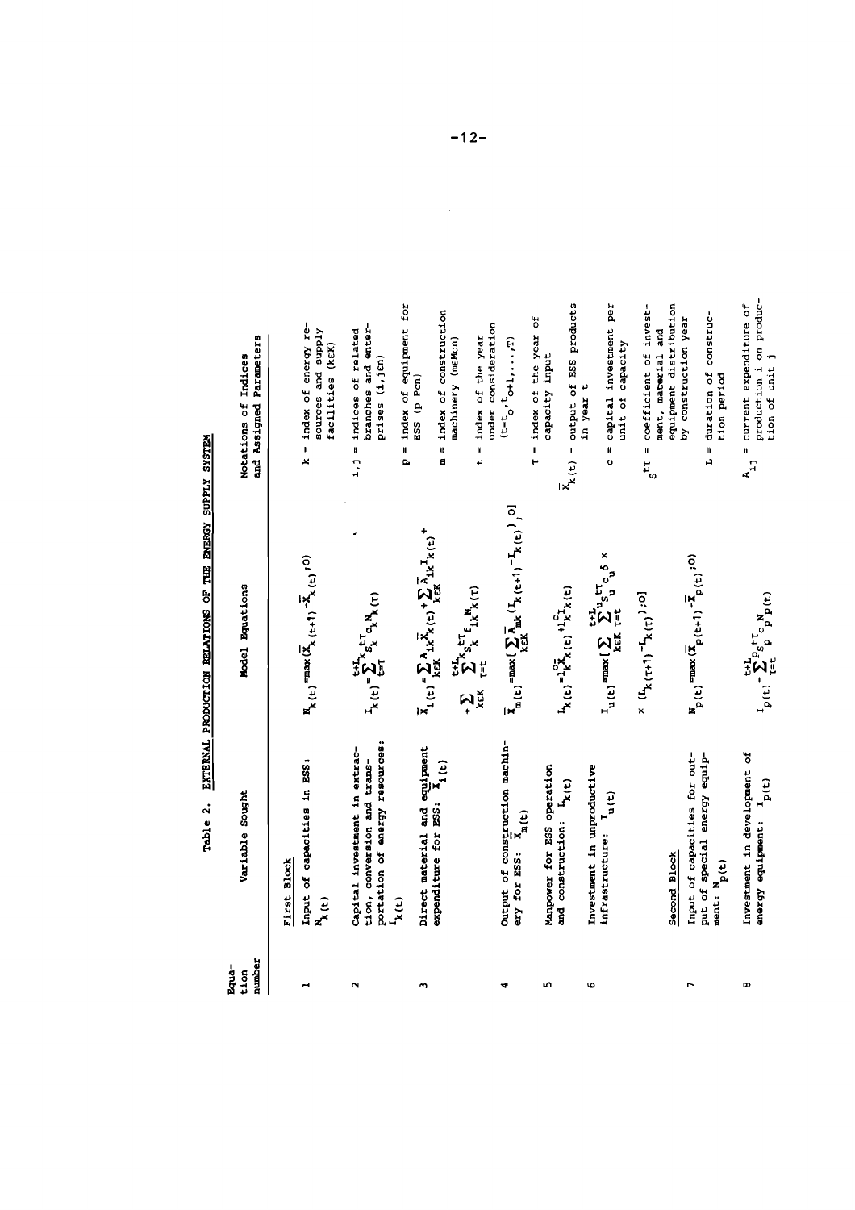Table 2. EXTERNAL PRODUCTION RELATIONS OF THE ENERGY SUPPLY SYSTEM

| Equation number | Variable Sought | Model Equations | Notations of Indices and Assigned Parameters |
|---|---|---|---|
| | **First Block** | | |
| 1 | Input of capacities in ESS: $N_k(t)$ | $N_k(t) = \max(\bar{X}_k(t+1) - \bar{X}_k(t); 0)$ | $k$ = index of energy resources and supply facilities ($k \in K$) |
| 2 | Capital investment in extraction, conversion and transportation of energy resources: $I_k(t)$ | $I_k(t) = \sum_{t=\tau}^{t+L_k} s_k^{t\tau} c_k N_k(\tau)$ | $i,j$ = indices of related branches and enterprises ($i,j \in n$) |
| 3 | Direct material and equipment expenditure for ESS: $\bar{X}_i(t)$ | $\bar{X}_i(t) = \sum_{k \in K} A_{ik} \bar{X}_k(t) + \sum_{k \in K} \bar{A}_{ik} I_k(t) + \sum_{k \in K} \sum_{\tau=t}^{t+L_k} s_k^{t\tau} f_{ik} N_k(\tau)$ | $p$ = index of equipment for ESS ($p \in n$) |
| 4 | Output of construction machinery for ESS: $\bar{X}_m(t)$ | $\bar{X}_m(t) = \max\left[\sum_{k \in K} \bar{A}_{mk} (I_k(t+1) - I_k(t)); 0\right]$ | $m$ = index of construction machinery ($m \in n$) |
| 5 | Manpower for ESS operation and construction: $L_k(t)$ | $L_k(t) = l_k^o \bar{X}_k(t) + l_k^c I_k(t)$ | $t$ = index of the year under consideration ($t = t_o, t_o+1, \ldots, T$) |
| 6 | Investment in unproductive infrastructure: $I_u(t)$ | $I_u(t) = \max\left[\sum_{k \in K} \sum_{\tau=t}^{t+L_u} s_u^{t\tau} c_u \delta_u \times (L_k(\tau+1) - L_k(\tau)); 0\right]$ | $\tau$ = index of the year of capacity input |
| | **Second Block** | | $\bar{X}_k(t)$ = output of ESS products in year $t$ |
| 7 | Input of capacities for output of special energy equipment: $N_p(t)$ | $N_p(t) = \max(\bar{X}_p(t+1) - \bar{X}_p(t); 0)$ | $c$ = capital investment per unit of capacity |
| 8 | Investment in development of energy equipment: $I_p(t)$ | $I_p(t) = \sum_{\tau=t}^{t+L_p} s_p^{t\tau} c_p N_p(t)$ | $s^{t\tau}$ = coefficient of investment, material and equipment distribution by construction year |
| | | | $L$ = duration of construction period |
| | | | $A_{ij}$ = current expenditure of production $i$ on production of unit $j$ |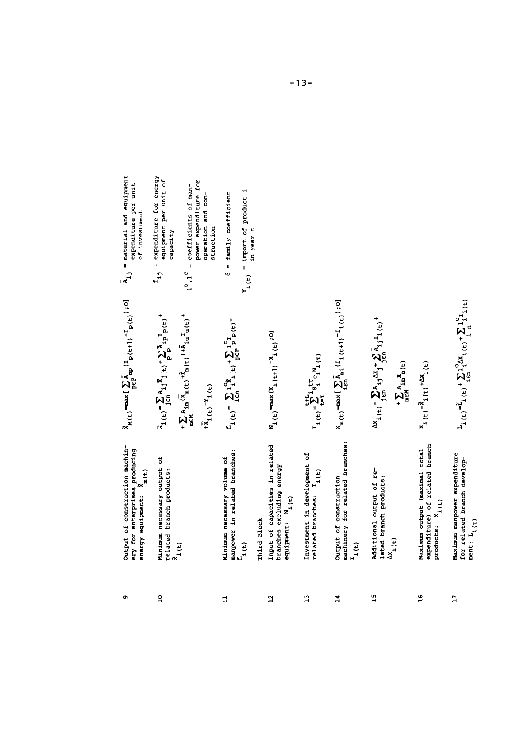| No. | Description | Equation |
|---|---|---|
| 9 | Output of construction machinery for enterprises producing energy equipment: $\tilde{X}_{m(t)}$ | $\tilde{X}_{M(t)} = \max\left(\sum_{p \in P} \tilde{A}_{mp}(I_{p(t+1)} - I_{p(t)}); 0\right]$ |
| 10 | Minimum necessary output of related branch products: $\tilde{X}_{i(t)}$ | $\hat{X}_{i(t)} = \sum_{j \in n} A_{ij}\tilde{X}_{j(t)} + \sum_{p} \bar{A}_{ip} I_{p(t)} + \sum_{m \in M} A_{im}(\bar{X}_{m(t)} + \tilde{X}_{m(t)}) + \bar{A}_{iu} I_{u(t)}^{T} + \bar{X}_{i(t)} - Y_{i(t)}$ |
| 11 | Minimum necessary volume of manpower in related branches: $\tilde{L}_{i(t)}$ | $\tilde{L}_{i(t)} = \sum_{i \in n} l_{i}^{o}\tilde{X}_{i(t)} + \sum_{p \in P} l_{p}^{c} I_{p(t)} -$ |
| | **Third Block** | |
| 12 | Input of capacities in related branches excluding energy equipment: $N_{i(t)}$ | $N_{i(t)} = \max(X_{i(t+1)} - X_{i(t)}; 0)$ |
| 13 | Investment in development of related branches: $I_{i(t)}$ | $I_{i(t)} = \sum_{t=\tau}^{t+L_{i}} S_{i}^{t\tau} c_{i} N_{i(\tau)}$ |
| 14 | Output of construction machinery for related branches: $I_{i(t)}$ | $X_{m(t)} = \max\left(\sum_{i \in n} \bar{A}_{mi}(I_{i(t+1)} - I_{i(t)}); 0\right]$ |
| 15 | Additional output of related branch products: $\Delta X_{i(t)}$ | $\Delta X_{i(t)} = \sum_{j \in n} A_{ij}\Delta X_{j} + \sum_{j \in n} \bar{A}_{ij} I_{i(t)} + \sum_{m \in M} A_{im} X_{m(t)}$ |
| 16 | Maximum output (maximal total expenditure) of related branch products: $X_{i(t)}$ | $X_{i(t)} = \tilde{X}_{i(t)} + \Delta X_{i(t)}$ |
| 17 | Maximum manpower expenditure for related branch development: $L_{i(t)}$ | $L_{i(t)} = \tilde{L}_{i(t)} + \sum_{i \in n} l_{i}^{o}\Delta X_{i(t)} + \sum_{n} l_{i}^{c} I_{i(t)}$ |

$\bar{A}_{ij}$ = material and equipment expenditure per unit of investment

$f_{ij}$ = expenditure for energy equipment per unit of capacity

$l^{o}, l^{c}$ = coefficients of manpower expenditure for operation and construction

$\delta$ = family coefficient

$Y_{i(t)}$ = import of product i in year t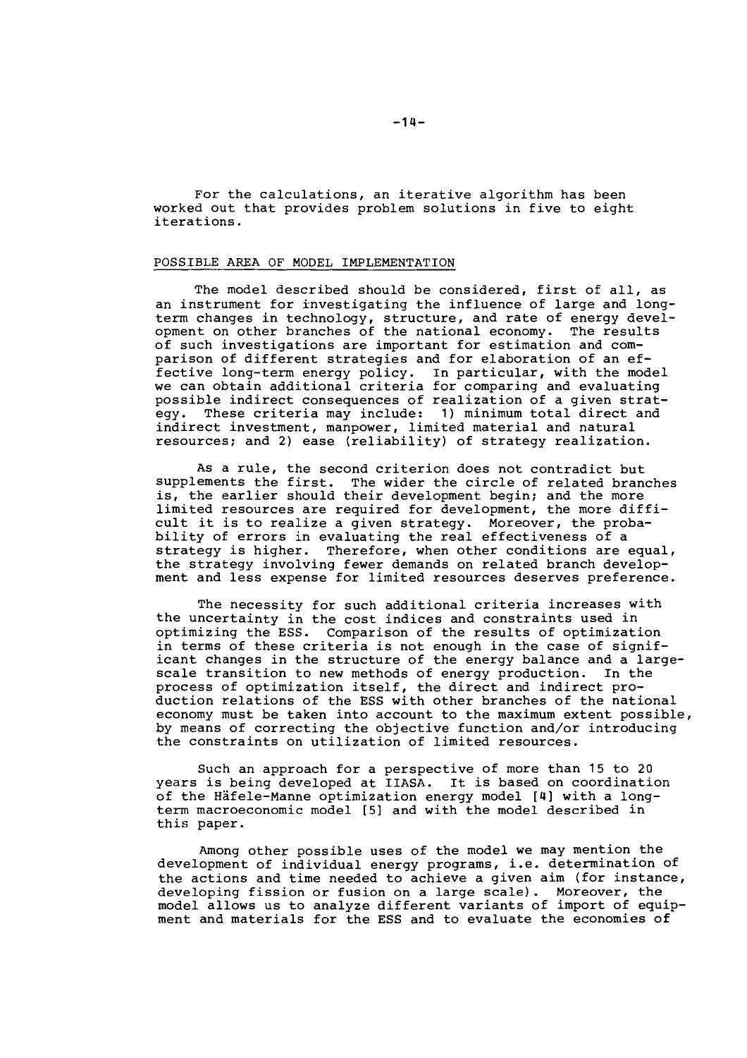For the calculations, an iterative algorithm has been worked out that provides problem solutions in five to eight iterations.

## POSSIBLE AREA OF MODEL IMPLEMENTATION

The model described should be considered, first of all, as an instrument for investigating the influence of large and long-term changes in technology, structure, and rate of energy development on other branches of the national economy. The results of such investigations are important for estimation and comparison of different strategies and for elaboration of an effective long-term energy policy. In particular, with the model we can obtain additional criteria for comparing and evaluating possible indirect consequences of realization of a given strategy. These criteria may include: 1) minimum total direct and indirect investment, manpower, limited material and natural resources; and 2) ease (reliability) of strategy realization.

As a rule, the second criterion does not contradict but supplements the first. The wider the circle of related branches is, the earlier should their development begin; and the more limited resources are required for development, the more difficult it is to realize a given strategy. Moreover, the probability of errors in evaluating the real effectiveness of a strategy is higher. Therefore, when other conditions are equal, the strategy involving fewer demands on related branch development and less expense for limited resources deserves preference.

The necessity for such additional criteria increases with the uncertainty in the cost indices and constraints used in optimizing the ESS. Comparison of the results of optimization in terms of these criteria is not enough in the case of significant changes in the structure of the energy balance and a large-scale transition to new methods of energy production. In the process of optimization itself, the direct and indirect production relations of the ESS with other branches of the national economy must be taken into account to the maximum extent possible, by means of correcting the objective function and/or introducing the constraints on utilization of limited resources.

Such an approach for a perspective of more than 15 to 20 years is being developed at IIASA. It is based on coordination of the Häfele-Manne optimization energy model [4] with a long-term macroeconomic model [5] and with the model described in this paper.

Among other possible uses of the model we may mention the development of individual energy programs, i.e. determination of the actions and time needed to achieve a given aim (for instance, developing fission or fusion on a large scale). Moreover, the model allows us to analyze different variants of import of equipment and materials for the ESS and to evaluate the economies of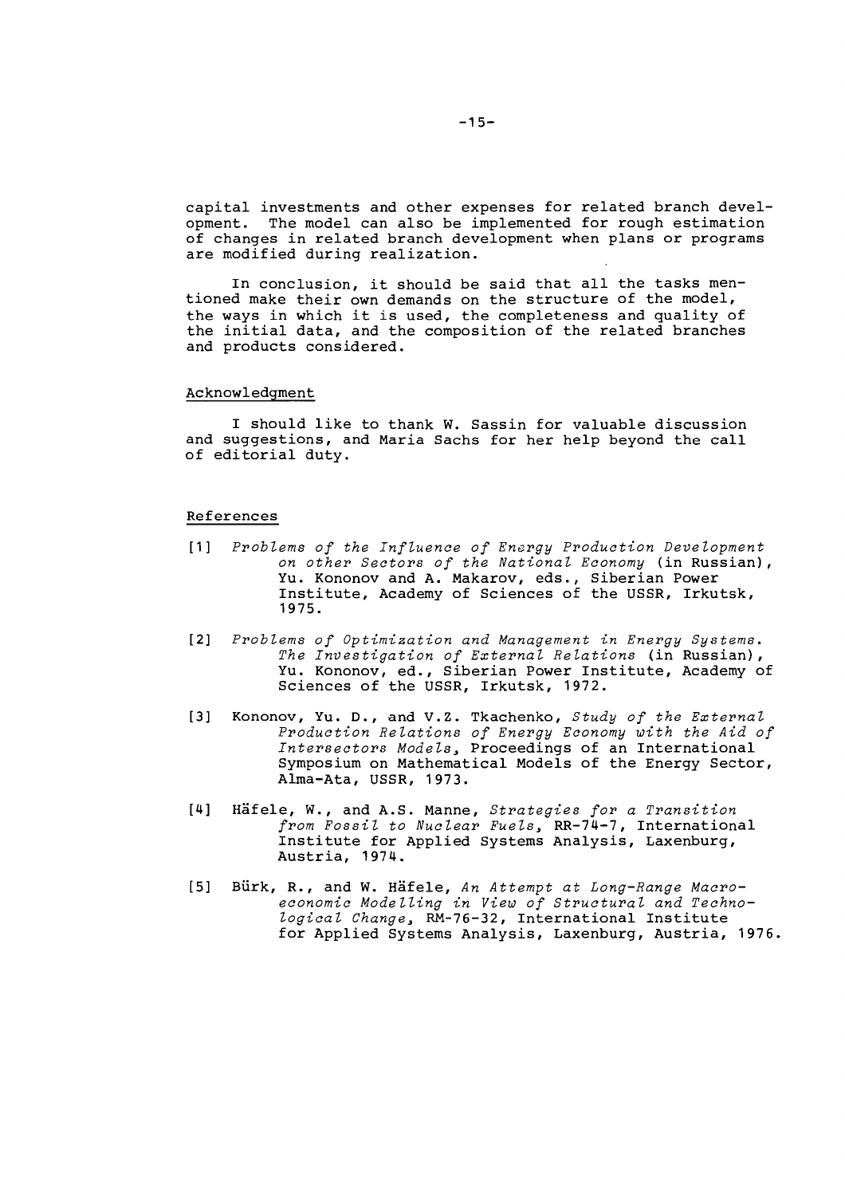capital investments and other expenses for related branch development. The model can also be implemented for rough estimation of changes in related branch development when plans or programs are modified during realization.

In conclusion, it should be said that all the tasks mentioned make their own demands on the structure of the model, the ways in which it is used, the completeness and quality of the initial data, and the composition of the related branches and products considered.

## Acknowledgment

I should like to thank W. Sassin for valuable discussion and suggestions, and Maria Sachs for her help beyond the call of editorial duty.

## References

[1] *Problems of the Influence of Energy Production Development on other Sectors of the National Economy* (in Russian), Yu. Kononov and A. Makarov, eds., Siberian Power Institute, Academy of Sciences of the USSR, Irkutsk, 1975.

[2] *Problems of Optimization and Management in Energy Systems. The Investigation of External Relations* (in Russian), Yu. Kononov, ed., Siberian Power Institute, Academy of Sciences of the USSR, Irkutsk, 1972.

[3] Kononov, Yu. D., and V.Z. Tkachenko, *Study of the External Production Relations of Energy Economy with the Aid of Intersectors Models*, Proceedings of an International Symposium on Mathematical Models of the Energy Sector, Alma-Ata, USSR, 1973.

[4] Häfele, W., and A.S. Manne, *Strategies for a Transition from Fossil to Nuclear Fuels*, RR-74-7, International Institute for Applied Systems Analysis, Laxenburg, Austria, 1974.

[5] Bürk, R., and W. Häfele, *An Attempt at Long-Range Macroeconomic Modelling in View of Structural and Technological Change*, RM-76-32, International Institute for Applied Systems Analysis, Laxenburg, Austria, 1976.